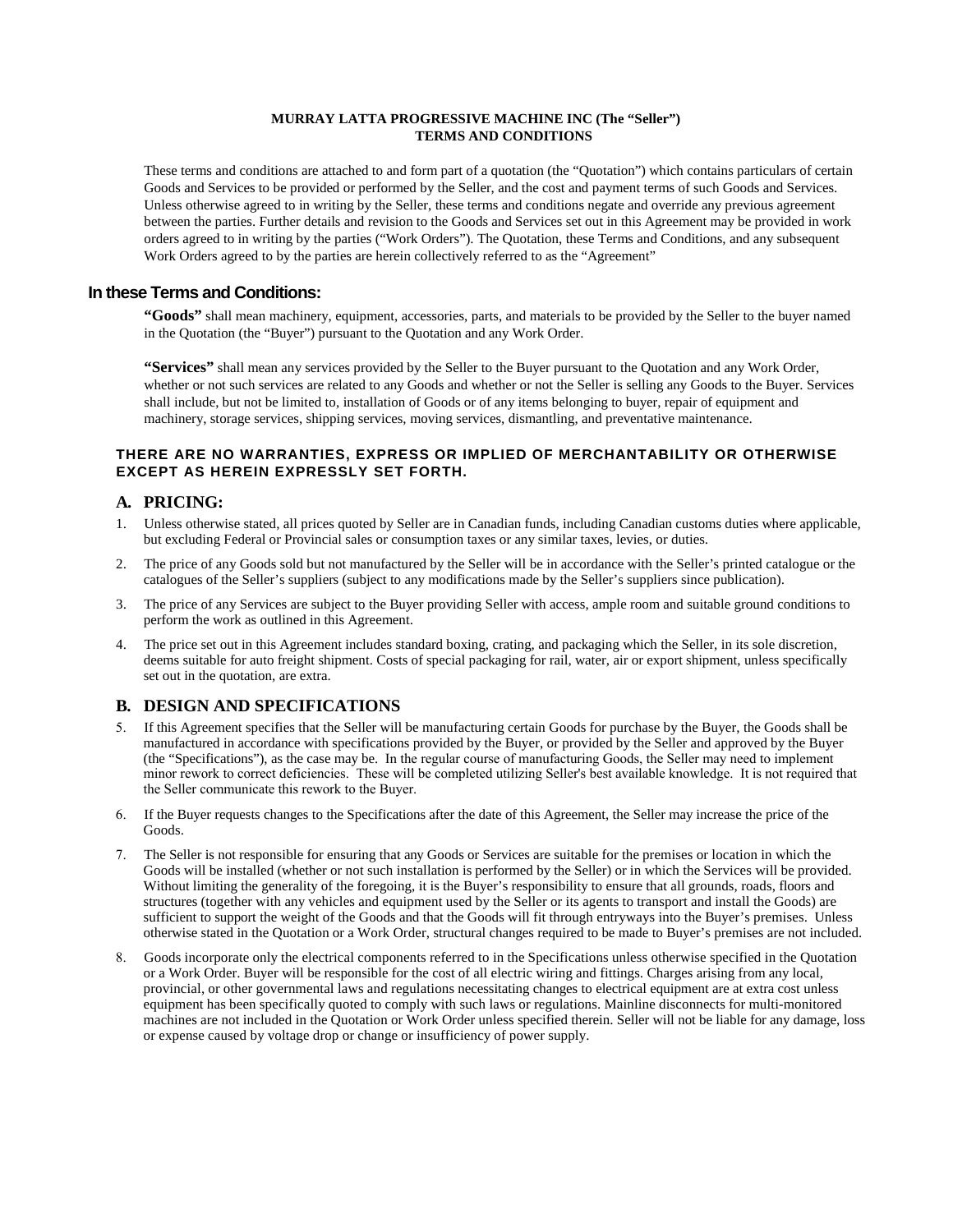**MURRAY LATTA PROGRESSIVE MACHINE INC (The "Seller")**
**TERMS AND CONDITIONS**

These terms and conditions are attached to and form part of a quotation (the "Quotation") which contains particulars of certain Goods and Services to be provided or performed by the Seller, and the cost and payment terms of such Goods and Services. Unless otherwise agreed to in writing by the Seller, these terms and conditions negate and override any previous agreement between the parties. Further details and revision to the Goods and Services set out in this Agreement may be provided in work orders agreed to in writing by the parties ("Work Orders"). The Quotation, these Terms and Conditions, and any subsequent Work Orders agreed to by the parties are herein collectively referred to as the "Agreement"

## In these Terms and Conditions:

**"Goods"** shall mean machinery, equipment, accessories, parts, and materials to be provided by the Seller to the buyer named in the Quotation (the "Buyer") pursuant to the Quotation and any Work Order.

**"Services"** shall mean any services provided by the Seller to the Buyer pursuant to the Quotation and any Work Order, whether or not such services are related to any Goods and whether or not the Seller is selling any Goods to the Buyer. Services shall include, but not be limited to, installation of Goods or of any items belonging to buyer, repair of equipment and machinery, storage services, shipping services, moving services, dismantling, and preventative maintenance.

**THERE ARE NO WARRANTIES, EXPRESS OR IMPLIED OF MERCHANTABILITY OR OTHERWISE EXCEPT AS HEREIN EXPRESSLY SET FORTH.**

## A. PRICING:

1. Unless otherwise stated, all prices quoted by Seller are in Canadian funds, including Canadian customs duties where applicable, but excluding Federal or Provincial sales or consumption taxes or any similar taxes, levies, or duties.

2. The price of any Goods sold but not manufactured by the Seller will be in accordance with the Seller's printed catalogue or the catalogues of the Seller's suppliers (subject to any modifications made by the Seller's suppliers since publication).

3. The price of any Services are subject to the Buyer providing Seller with access, ample room and suitable ground conditions to perform the work as outlined in this Agreement.

4. The price set out in this Agreement includes standard boxing, crating, and packaging which the Seller, in its sole discretion, deems suitable for auto freight shipment. Costs of special packaging for rail, water, air or export shipment, unless specifically set out in the quotation, are extra.

## B. DESIGN AND SPECIFICATIONS

5. If this Agreement specifies that the Seller will be manufacturing certain Goods for purchase by the Buyer, the Goods shall be manufactured in accordance with specifications provided by the Buyer, or provided by the Seller and approved by the Buyer (the "Specifications"), as the case may be. In the regular course of manufacturing Goods, the Seller may need to implement minor rework to correct deficiencies. These will be completed utilizing Seller's best available knowledge. It is not required that the Seller communicate this rework to the Buyer.

6. If the Buyer requests changes to the Specifications after the date of this Agreement, the Seller may increase the price of the Goods.

7. The Seller is not responsible for ensuring that any Goods or Services are suitable for the premises or location in which the Goods will be installed (whether or not such installation is performed by the Seller) or in which the Services will be provided. Without limiting the generality of the foregoing, it is the Buyer's responsibility to ensure that all grounds, roads, floors and structures (together with any vehicles and equipment used by the Seller or its agents to transport and install the Goods) are sufficient to support the weight of the Goods and that the Goods will fit through entryways into the Buyer's premises. Unless otherwise stated in the Quotation or a Work Order, structural changes required to be made to Buyer's premises are not included.

8. Goods incorporate only the electrical components referred to in the Specifications unless otherwise specified in the Quotation or a Work Order. Buyer will be responsible for the cost of all electric wiring and fittings. Charges arising from any local, provincial, or other governmental laws and regulations necessitating changes to electrical equipment are at extra cost unless equipment has been specifically quoted to comply with such laws or regulations. Mainline disconnects for multi-monitored machines are not included in the Quotation or Work Order unless specified therein. Seller will not be liable for any damage, loss or expense caused by voltage drop or change or insufficiency of power supply.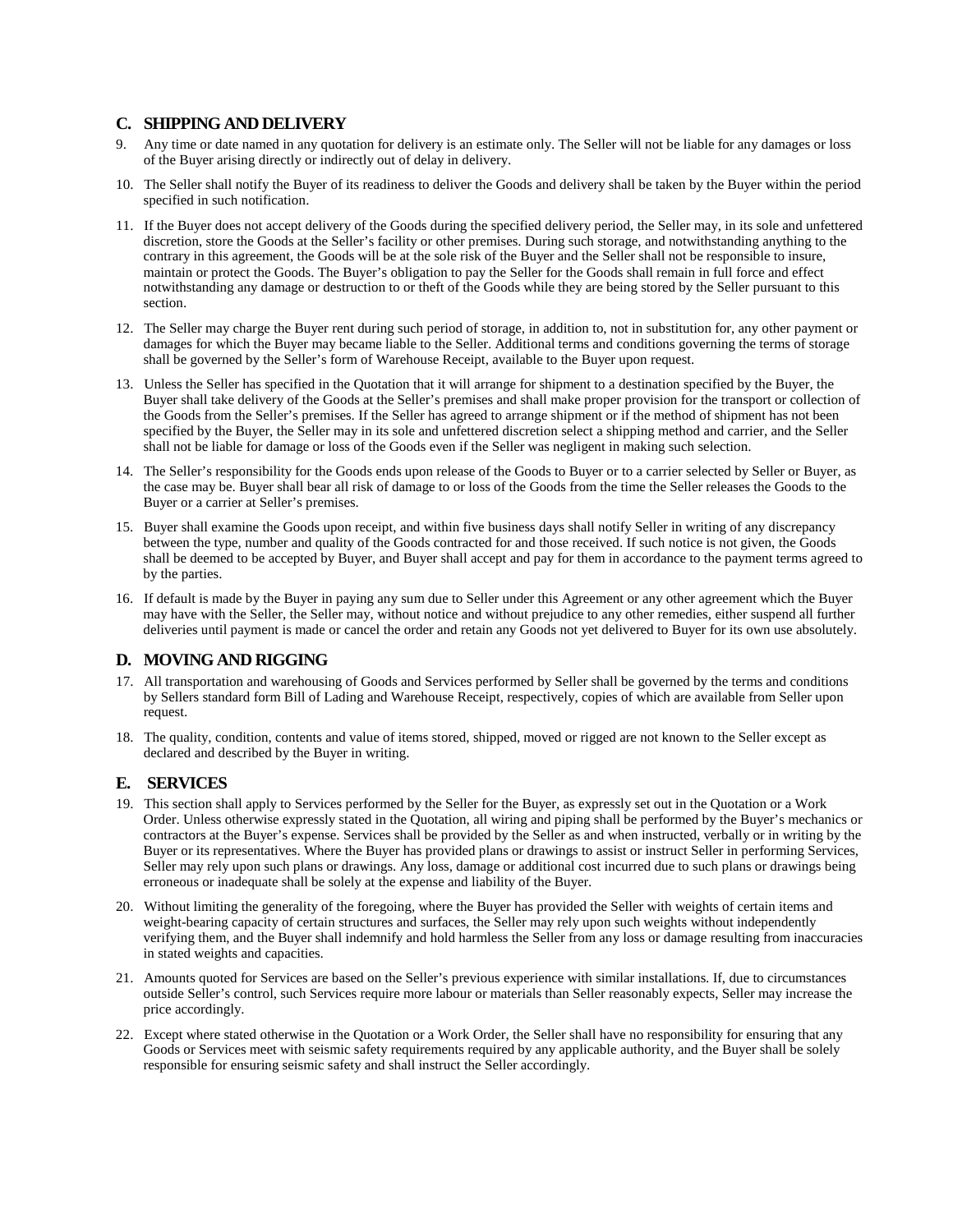## C. SHIPPING AND DELIVERY

9. Any time or date named in any quotation for delivery is an estimate only. The Seller will not be liable for any damages or loss of the Buyer arising directly or indirectly out of delay in delivery.

10. The Seller shall notify the Buyer of its readiness to deliver the Goods and delivery shall be taken by the Buyer within the period specified in such notification.

11. If the Buyer does not accept delivery of the Goods during the specified delivery period, the Seller may, in its sole and unfettered discretion, store the Goods at the Seller's facility or other premises. During such storage, and notwithstanding anything to the contrary in this agreement, the Goods will be at the sole risk of the Buyer and the Seller shall not be responsible to insure, maintain or protect the Goods. The Buyer's obligation to pay the Seller for the Goods shall remain in full force and effect notwithstanding any damage or destruction to or theft of the Goods while they are being stored by the Seller pursuant to this section.

12. The Seller may charge the Buyer rent during such period of storage, in addition to, not in substitution for, any other payment or damages for which the Buyer may became liable to the Seller. Additional terms and conditions governing the terms of storage shall be governed by the Seller's form of Warehouse Receipt, available to the Buyer upon request.

13. Unless the Seller has specified in the Quotation that it will arrange for shipment to a destination specified by the Buyer, the Buyer shall take delivery of the Goods at the Seller's premises and shall make proper provision for the transport or collection of the Goods from the Seller's premises. If the Seller has agreed to arrange shipment or if the method of shipment has not been specified by the Buyer, the Seller may in its sole and unfettered discretion select a shipping method and carrier, and the Seller shall not be liable for damage or loss of the Goods even if the Seller was negligent in making such selection.

14. The Seller's responsibility for the Goods ends upon release of the Goods to Buyer or to a carrier selected by Seller or Buyer, as the case may be. Buyer shall bear all risk of damage to or loss of the Goods from the time the Seller releases the Goods to the Buyer or a carrier at Seller's premises.

15. Buyer shall examine the Goods upon receipt, and within five business days shall notify Seller in writing of any discrepancy between the type, number and quality of the Goods contracted for and those received. If such notice is not given, the Goods shall be deemed to be accepted by Buyer, and Buyer shall accept and pay for them in accordance to the payment terms agreed to by the parties.

16. If default is made by the Buyer in paying any sum due to Seller under this Agreement or any other agreement which the Buyer may have with the Seller, the Seller may, without notice and without prejudice to any other remedies, either suspend all further deliveries until payment is made or cancel the order and retain any Goods not yet delivered to Buyer for its own use absolutely.

## D. MOVING AND RIGGING

17. All transportation and warehousing of Goods and Services performed by Seller shall be governed by the terms and conditions by Sellers standard form Bill of Lading and Warehouse Receipt, respectively, copies of which are available from Seller upon request.

18. The quality, condition, contents and value of items stored, shipped, moved or rigged are not known to the Seller except as declared and described by the Buyer in writing.

## E. SERVICES

19. This section shall apply to Services performed by the Seller for the Buyer, as expressly set out in the Quotation or a Work Order. Unless otherwise expressly stated in the Quotation, all wiring and piping shall be performed by the Buyer's mechanics or contractors at the Buyer's expense. Services shall be provided by the Seller as and when instructed, verbally or in writing by the Buyer or its representatives. Where the Buyer has provided plans or drawings to assist or instruct Seller in performing Services, Seller may rely upon such plans or drawings. Any loss, damage or additional cost incurred due to such plans or drawings being erroneous or inadequate shall be solely at the expense and liability of the Buyer.

20. Without limiting the generality of the foregoing, where the Buyer has provided the Seller with weights of certain items and weight-bearing capacity of certain structures and surfaces, the Seller may rely upon such weights without independently verifying them, and the Buyer shall indemnify and hold harmless the Seller from any loss or damage resulting from inaccuracies in stated weights and capacities.

21. Amounts quoted for Services are based on the Seller's previous experience with similar installations. If, due to circumstances outside Seller's control, such Services require more labour or materials than Seller reasonably expects, Seller may increase the price accordingly.

22. Except where stated otherwise in the Quotation or a Work Order, the Seller shall have no responsibility for ensuring that any Goods or Services meet with seismic safety requirements required by any applicable authority, and the Buyer shall be solely responsible for ensuring seismic safety and shall instruct the Seller accordingly.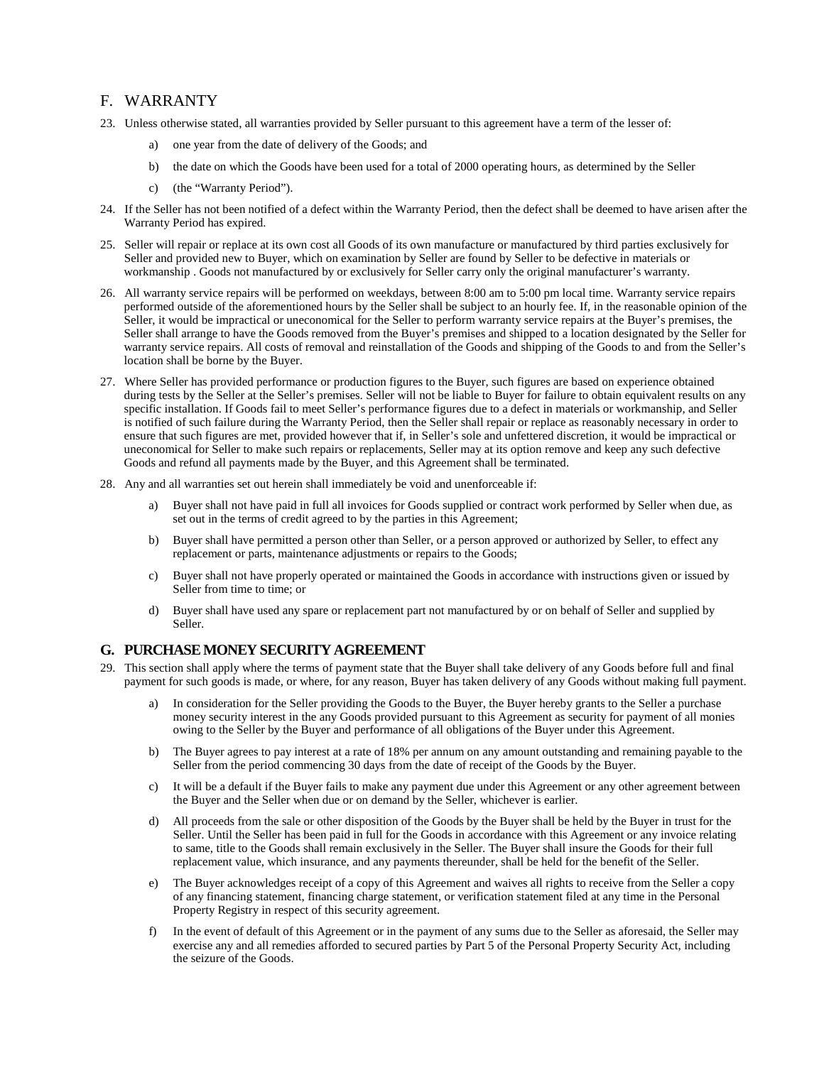## F. WARRANTY

23. Unless otherwise stated, all warranties provided by Seller pursuant to this agreement have a term of the lesser of:

    a) one year from the date of delivery of the Goods; and

    b) the date on which the Goods have been used for a total of 2000 operating hours, as determined by the Seller

    c) (the "Warranty Period").

24. If the Seller has not been notified of a defect within the Warranty Period, then the defect shall be deemed to have arisen after the Warranty Period has expired.

25. Seller will repair or replace at its own cost all Goods of its own manufacture or manufactured by third parties exclusively for Seller and provided new to Buyer, which on examination by Seller are found by Seller to be defective in materials or workmanship . Goods not manufactured by or exclusively for Seller carry only the original manufacturer's warranty.

26. All warranty service repairs will be performed on weekdays, between 8:00 am to 5:00 pm local time. Warranty service repairs performed outside of the aforementioned hours by the Seller shall be subject to an hourly fee. If, in the reasonable opinion of the Seller, it would be impractical or uneconomical for the Seller to perform warranty service repairs at the Buyer's premises, the Seller shall arrange to have the Goods removed from the Buyer's premises and shipped to a location designated by the Seller for warranty service repairs. All costs of removal and reinstallation of the Goods and shipping of the Goods to and from the Seller's location shall be borne by the Buyer.

27. Where Seller has provided performance or production figures to the Buyer, such figures are based on experience obtained during tests by the Seller at the Seller's premises. Seller will not be liable to Buyer for failure to obtain equivalent results on any specific installation. If Goods fail to meet Seller's performance figures due to a defect in materials or workmanship, and Seller is notified of such failure during the Warranty Period, then the Seller shall repair or replace as reasonably necessary in order to ensure that such figures are met, provided however that if, in Seller's sole and unfettered discretion, it would be impractical or uneconomical for Seller to make such repairs or replacements, Seller may at its option remove and keep any such defective Goods and refund all payments made by the Buyer, and this Agreement shall be terminated.

28. Any and all warranties set out herein shall immediately be void and unenforceable if:

    a) Buyer shall not have paid in full all invoices for Goods supplied or contract work performed by Seller when due, as set out in the terms of credit agreed to by the parties in this Agreement;

    b) Buyer shall have permitted a person other than Seller, or a person approved or authorized by Seller, to effect any replacement or parts, maintenance adjustments or repairs to the Goods;

    c) Buyer shall not have properly operated or maintained the Goods in accordance with instructions given or issued by Seller from time to time; or

    d) Buyer shall have used any spare or replacement part not manufactured by or on behalf of Seller and supplied by Seller.

## G. PURCHASE MONEY SECURITY AGREEMENT

29. This section shall apply where the terms of payment state that the Buyer shall take delivery of any Goods before full and final payment for such goods is made, or where, for any reason, Buyer has taken delivery of any Goods without making full payment.

    a) In consideration for the Seller providing the Goods to the Buyer, the Buyer hereby grants to the Seller a purchase money security interest in the any Goods provided pursuant to this Agreement as security for payment of all monies owing to the Seller by the Buyer and performance of all obligations of the Buyer under this Agreement.

    b) The Buyer agrees to pay interest at a rate of 18% per annum on any amount outstanding and remaining payable to the Seller from the period commencing 30 days from the date of receipt of the Goods by the Buyer.

    c) It will be a default if the Buyer fails to make any payment due under this Agreement or any other agreement between the Buyer and the Seller when due or on demand by the Seller, whichever is earlier.

    d) All proceeds from the sale or other disposition of the Goods by the Buyer shall be held by the Buyer in trust for the Seller. Until the Seller has been paid in full for the Goods in accordance with this Agreement or any invoice relating to same, title to the Goods shall remain exclusively in the Seller. The Buyer shall insure the Goods for their full replacement value, which insurance, and any payments thereunder, shall be held for the benefit of the Seller.

    e) The Buyer acknowledges receipt of a copy of this Agreement and waives all rights to receive from the Seller a copy of any financing statement, financing charge statement, or verification statement filed at any time in the Personal Property Registry in respect of this security agreement.

    f) In the event of default of this Agreement or in the payment of any sums due to the Seller as aforesaid, the Seller may exercise any and all remedies afforded to secured parties by Part 5 of the Personal Property Security Act, including the seizure of the Goods.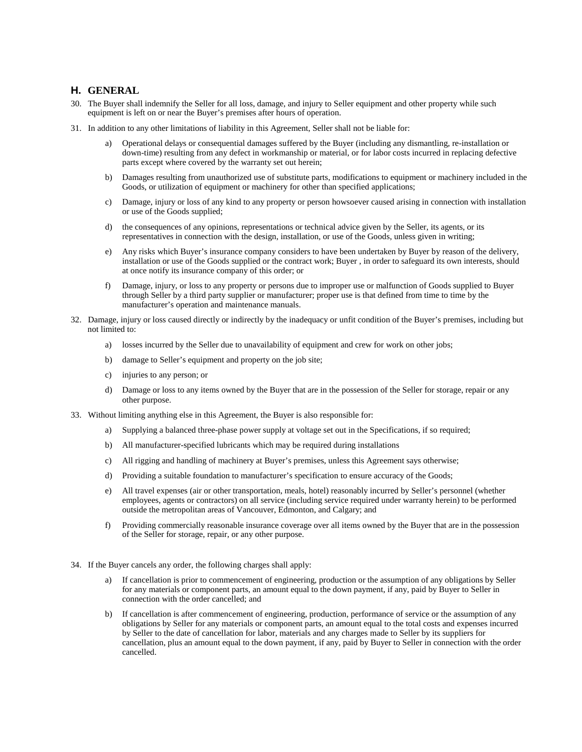## H. GENERAL

30. The Buyer shall indemnify the Seller for all loss, damage, and injury to Seller equipment and other property while such equipment is left on or near the Buyer's premises after hours of operation.

31. In addition to any other limitations of liability in this Agreement, Seller shall not be liable for:

    a) Operational delays or consequential damages suffered by the Buyer (including any dismantling, re-installation or down-time) resulting from any defect in workmanship or material, or for labor costs incurred in replacing defective parts except where covered by the warranty set out herein;

    b) Damages resulting from unauthorized use of substitute parts, modifications to equipment or machinery included in the Goods, or utilization of equipment or machinery for other than specified applications;

    c) Damage, injury or loss of any kind to any property or person howsoever caused arising in connection with installation or use of the Goods supplied;

    d) the consequences of any opinions, representations or technical advice given by the Seller, its agents, or its representatives in connection with the design, installation, or use of the Goods, unless given in writing;

    e) Any risks which Buyer's insurance company considers to have been undertaken by Buyer by reason of the delivery, installation or use of the Goods supplied or the contract work; Buyer , in order to safeguard its own interests, should at once notify its insurance company of this order; or

    f) Damage, injury, or loss to any property or persons due to improper use or malfunction of Goods supplied to Buyer through Seller by a third party supplier or manufacturer; proper use is that defined from time to time by the manufacturer's operation and maintenance manuals.

32. Damage, injury or loss caused directly or indirectly by the inadequacy or unfit condition of the Buyer's premises, including but not limited to:

    a) losses incurred by the Seller due to unavailability of equipment and crew for work on other jobs;

    b) damage to Seller's equipment and property on the job site;

    c) injuries to any person; or

    d) Damage or loss to any items owned by the Buyer that are in the possession of the Seller for storage, repair or any other purpose.

33. Without limiting anything else in this Agreement, the Buyer is also responsible for:

    a) Supplying a balanced three-phase power supply at voltage set out in the Specifications, if so required;

    b) All manufacturer-specified lubricants which may be required during installations

    c) All rigging and handling of machinery at Buyer's premises, unless this Agreement says otherwise;

    d) Providing a suitable foundation to manufacturer's specification to ensure accuracy of the Goods;

    e) All travel expenses (air or other transportation, meals, hotel) reasonably incurred by Seller's personnel (whether employees, agents or contractors) on all service (including service required under warranty herein) to be performed outside the metropolitan areas of Vancouver, Edmonton, and Calgary; and

    f) Providing commercially reasonable insurance coverage over all items owned by the Buyer that are in the possession of the Seller for storage, repair, or any other purpose.

34. If the Buyer cancels any order, the following charges shall apply:

    a) If cancellation is prior to commencement of engineering, production or the assumption of any obligations by Seller for any materials or component parts, an amount equal to the down payment, if any, paid by Buyer to Seller in connection with the order cancelled; and

    b) If cancellation is after commencement of engineering, production, performance of service or the assumption of any obligations by Seller for any materials or component parts, an amount equal to the total costs and expenses incurred by Seller to the date of cancellation for labor, materials and any charges made to Seller by its suppliers for cancellation, plus an amount equal to the down payment, if any, paid by Buyer to Seller in connection with the order cancelled.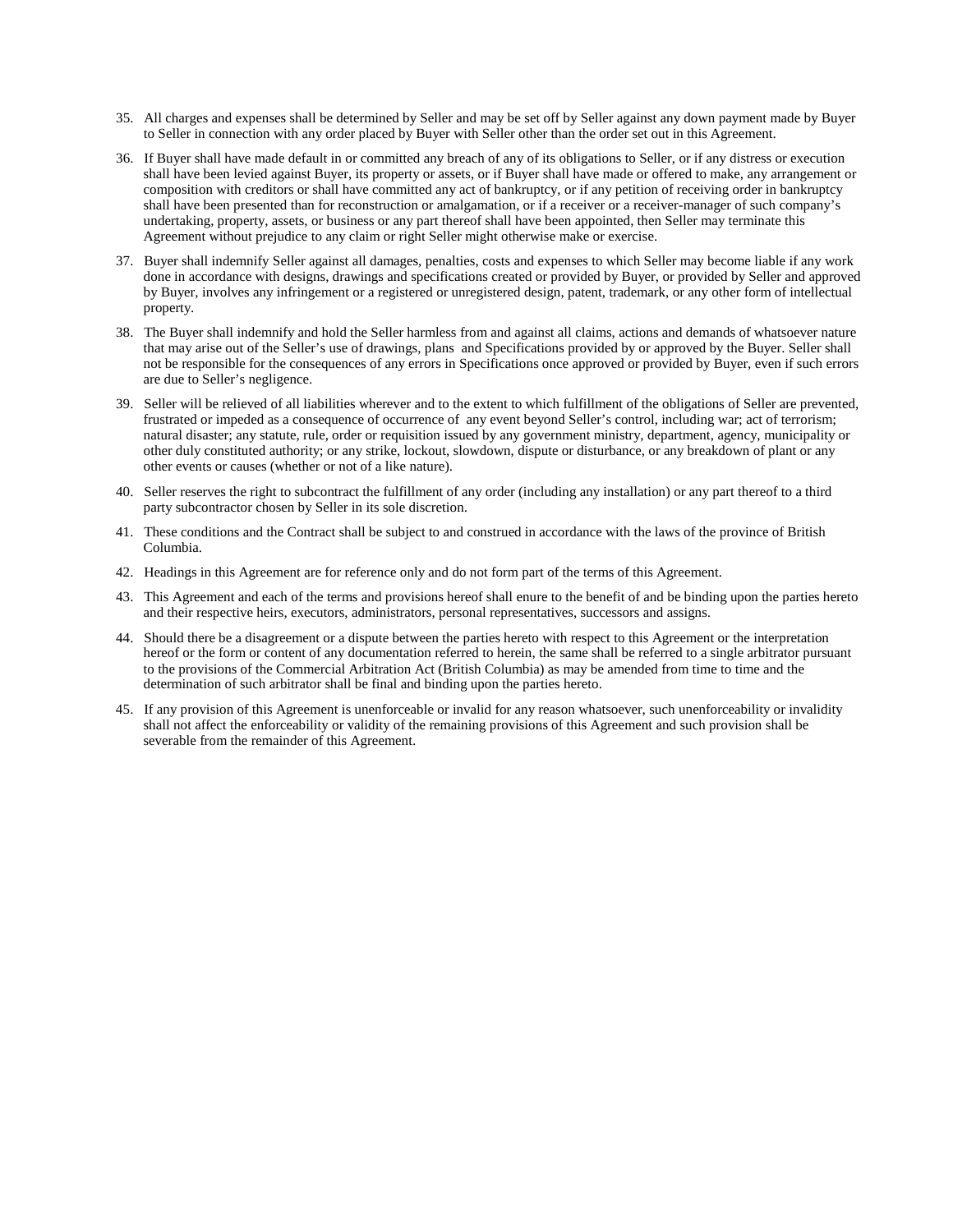35. All charges and expenses shall be determined by Seller and may be set off by Seller against any down payment made by Buyer to Seller in connection with any order placed by Buyer with Seller other than the order set out in this Agreement.

36. If Buyer shall have made default in or committed any breach of any of its obligations to Seller, or if any distress or execution shall have been levied against Buyer, its property or assets, or if Buyer shall have made or offered to make, any arrangement or composition with creditors or shall have committed any act of bankruptcy, or if any petition of receiving order in bankruptcy shall have been presented than for reconstruction or amalgamation, or if a receiver or a receiver-manager of such company's undertaking, property, assets, or business or any part thereof shall have been appointed, then Seller may terminate this Agreement without prejudice to any claim or right Seller might otherwise make or exercise.

37. Buyer shall indemnify Seller against all damages, penalties, costs and expenses to which Seller may become liable if any work done in accordance with designs, drawings and specifications created or provided by Buyer, or provided by Seller and approved by Buyer, involves any infringement or a registered or unregistered design, patent, trademark, or any other form of intellectual property.

38. The Buyer shall indemnify and hold the Seller harmless from and against all claims, actions and demands of whatsoever nature that may arise out of the Seller's use of drawings, plans and Specifications provided by or approved by the Buyer. Seller shall not be responsible for the consequences of any errors in Specifications once approved or provided by Buyer, even if such errors are due to Seller's negligence.

39. Seller will be relieved of all liabilities wherever and to the extent to which fulfillment of the obligations of Seller are prevented, frustrated or impeded as a consequence of occurrence of any event beyond Seller's control, including war; act of terrorism; natural disaster; any statute, rule, order or requisition issued by any government ministry, department, agency, municipality or other duly constituted authority; or any strike, lockout, slowdown, dispute or disturbance, or any breakdown of plant or any other events or causes (whether or not of a like nature).

40. Seller reserves the right to subcontract the fulfillment of any order (including any installation) or any part thereof to a third party subcontractor chosen by Seller in its sole discretion.

41. These conditions and the Contract shall be subject to and construed in accordance with the laws of the province of British Columbia.

42. Headings in this Agreement are for reference only and do not form part of the terms of this Agreement.

43. This Agreement and each of the terms and provisions hereof shall enure to the benefit of and be binding upon the parties hereto and their respective heirs, executors, administrators, personal representatives, successors and assigns.

44. Should there be a disagreement or a dispute between the parties hereto with respect to this Agreement or the interpretation hereof or the form or content of any documentation referred to herein, the same shall be referred to a single arbitrator pursuant to the provisions of the Commercial Arbitration Act (British Columbia) as may be amended from time to time and the determination of such arbitrator shall be final and binding upon the parties hereto.

45. If any provision of this Agreement is unenforceable or invalid for any reason whatsoever, such unenforceability or invalidity shall not affect the enforceability or validity of the remaining provisions of this Agreement and such provision shall be severable from the remainder of this Agreement.